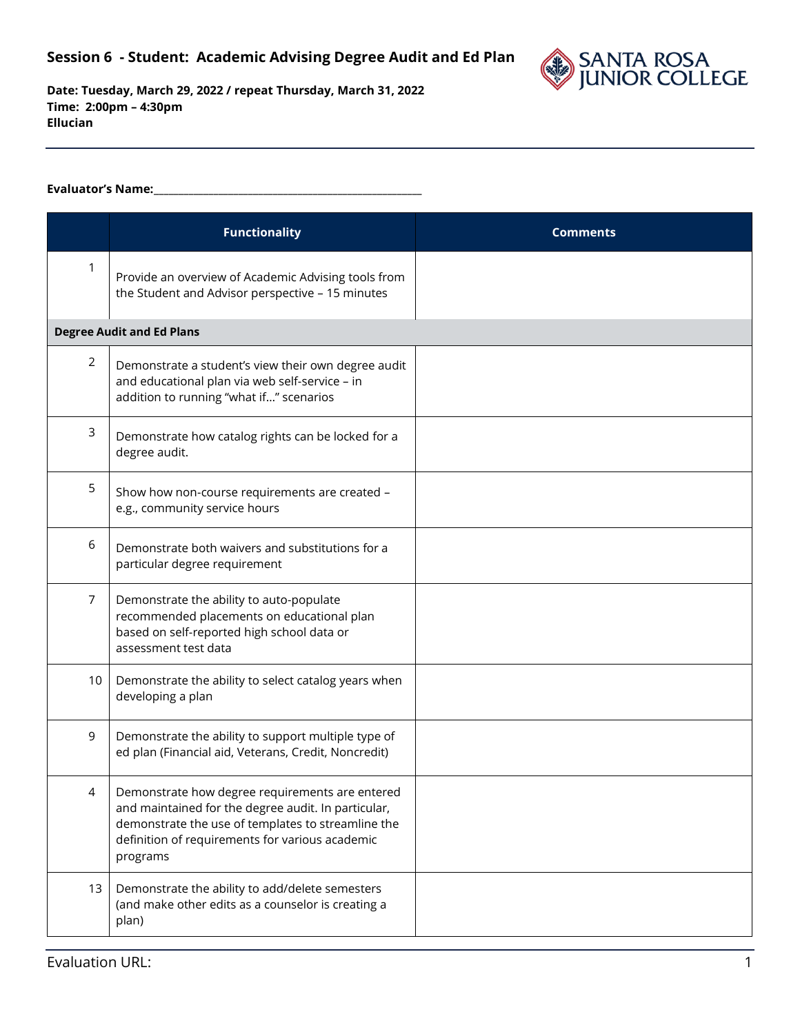## Session 6 - Student: Academic Advising Degree Audit and Ed Plan

**Date: Tuesday, March 29, 2022 / repeat Thursday, March 31, 2022**
**Time: 2:00pm – 4:30pm**
**Ellucian**

**Evaluator's Name:**\_\_\_\_\_\_\_\_\_\_\_\_\_\_\_\_\_\_\_\_\_\_\_\_\_\_\_\_\_\_\_\_\_\_\_\_\_\_\_\_\_\_\_\_\_\_\_\_

| | Functionality | Comments |
|---|---|---|
| 1 | Provide an overview of Academic Advising tools from the Student and Advisor perspective – 15 minutes | |
| **Degree Audit and Ed Plans** | | |
| 2 | Demonstrate a student's view their own degree audit and educational plan via web self-service – in addition to running "what if…" scenarios | |
| 3 | Demonstrate how catalog rights can be locked for a degree audit. | |
| 5 | Show how non-course requirements are created – e.g., community service hours | |
| 6 | Demonstrate both waivers and substitutions for a particular degree requirement | |
| 7 | Demonstrate the ability to auto-populate recommended placements on educational plan based on self-reported high school data or assessment test data | |
| 10 | Demonstrate the ability to select catalog years when developing a plan | |
| 9 | Demonstrate the ability to support multiple type of ed plan (Financial aid, Veterans, Credit, Noncredit) | |
| 4 | Demonstrate how degree requirements are entered and maintained for the degree audit. In particular, demonstrate the use of templates to streamline the definition of requirements for various academic programs | |
| 13 | Demonstrate the ability to add/delete semesters (and make other edits as a counselor is creating a plan) | |

Evaluation URL: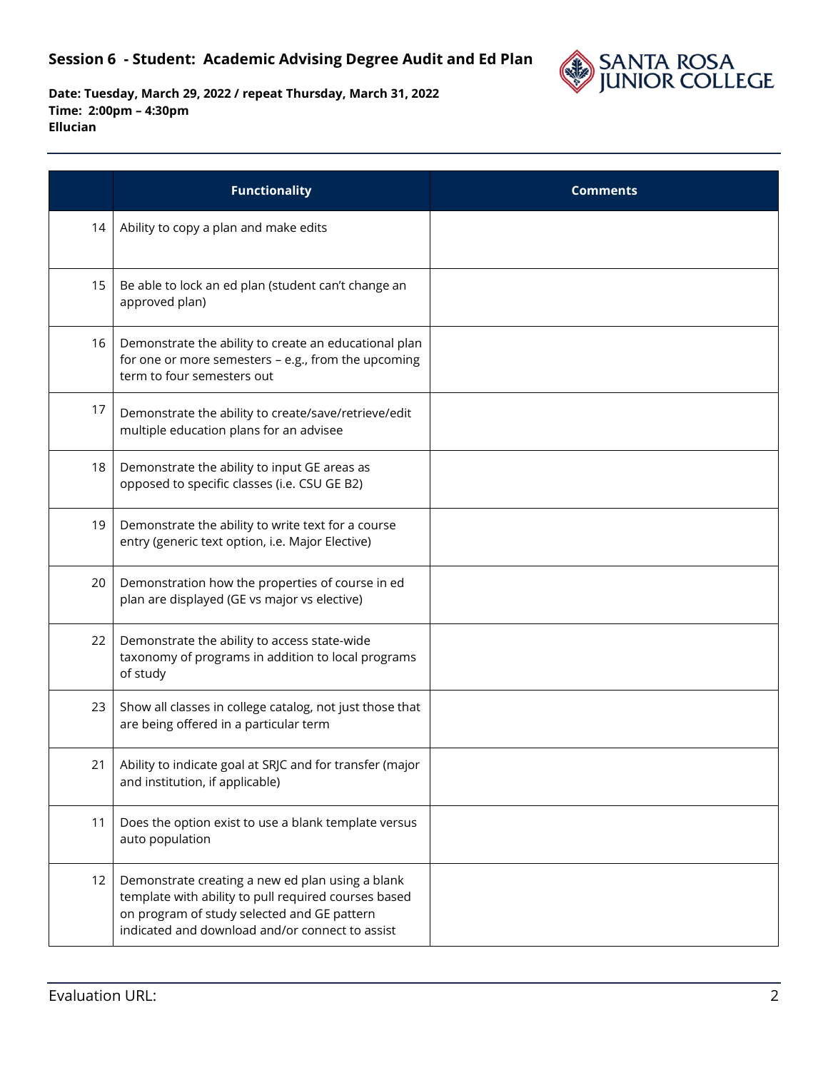**Session 6 - Student: Academic Advising Degree Audit and Ed Plan**

**Date: Tuesday, March 29, 2022 / repeat Thursday, March 31, 2022**
**Time: 2:00pm – 4:30pm**
**Ellucian**

| | Functionality | Comments |
|---|---|---|
| 14 | Ability to copy a plan and make edits | |
| 15 | Be able to lock an ed plan (student can't change an approved plan) | |
| 16 | Demonstrate the ability to create an educational plan for one or more semesters – e.g., from the upcoming term to four semesters out | |
| 17 | Demonstrate the ability to create/save/retrieve/edit multiple education plans for an advisee | |
| 18 | Demonstrate the ability to input GE areas as opposed to specific classes (i.e. CSU GE B2) | |
| 19 | Demonstrate the ability to write text for a course entry (generic text option, i.e. Major Elective) | |
| 20 | Demonstration how the properties of course in ed plan are displayed (GE vs major vs elective) | |
| 22 | Demonstrate the ability to access state-wide taxonomy of programs in addition to local programs of study | |
| 23 | Show all classes in college catalog, not just those that are being offered in a particular term | |
| 21 | Ability to indicate goal at SRJC and for transfer (major and institution, if applicable) | |
| 11 | Does the option exist to use a blank template versus auto population | |
| 12 | Demonstrate creating a new ed plan using a blank template with ability to pull required courses based on program of study selected and GE pattern indicated and download and/or connect to assist | |

Evaluation URL: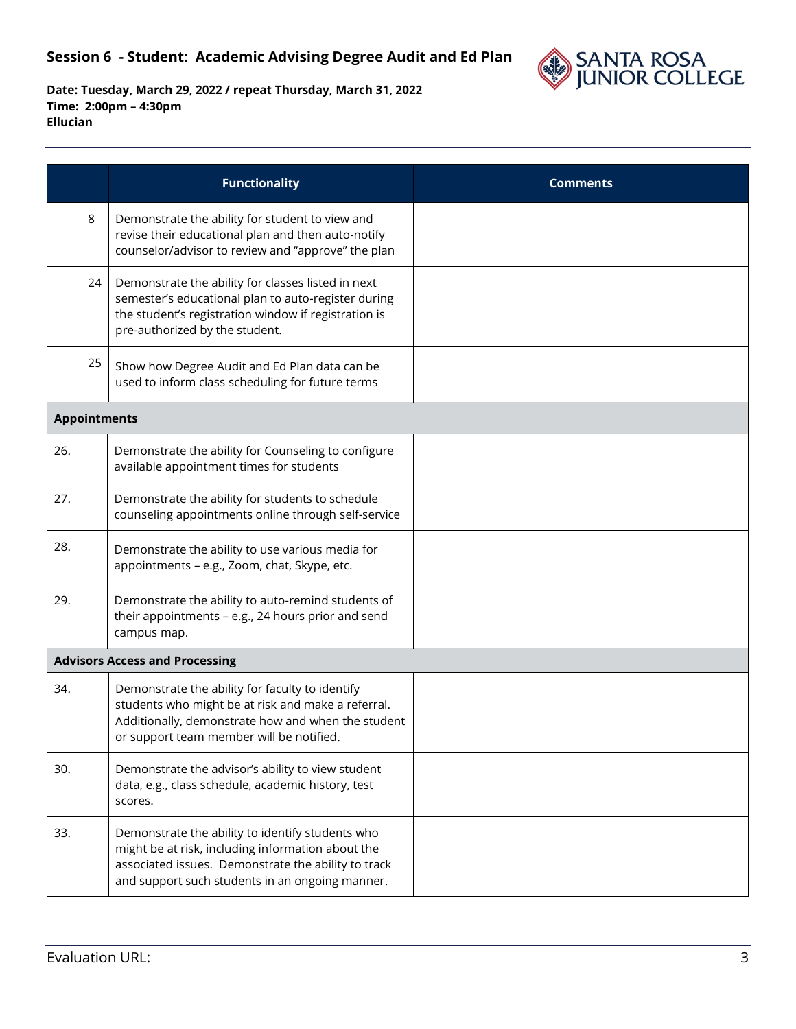## Session 6 - Student: Academic Advising Degree Audit and Ed Plan

**Date: Tuesday, March 29, 2022 / repeat Thursday, March 31, 2022**
**Time: 2:00pm – 4:30pm**
**Ellucian**

| | Functionality | Comments |
|---|---|---|
| 8 | Demonstrate the ability for student to view and revise their educational plan and then auto-notify counselor/advisor to review and "approve" the plan | |
| 24 | Demonstrate the ability for classes listed in next semester's educational plan to auto-register during the student's registration window if registration is pre-authorized by the student. | |
| 25 | Show how Degree Audit and Ed Plan data can be used to inform class scheduling for future terms | |
| **Appointments** | | |
| 26. | Demonstrate the ability for Counseling to configure available appointment times for students | |
| 27. | Demonstrate the ability for students to schedule counseling appointments online through self-service | |
| 28. | Demonstrate the ability to use various media for appointments – e.g., Zoom, chat, Skype, etc. | |
| 29. | Demonstrate the ability to auto-remind students of their appointments – e.g., 24 hours prior and send campus map. | |
| **Advisors Access and Processing** | | |
| 34. | Demonstrate the ability for faculty to identify students who might be at risk and make a referral. Additionally, demonstrate how and when the student or support team member will be notified. | |
| 30. | Demonstrate the advisor's ability to view student data, e.g., class schedule, academic history, test scores. | |
| 33. | Demonstrate the ability to identify students who might be at risk, including information about the associated issues. Demonstrate the ability to track and support such students in an ongoing manner. | |

Evaluation URL: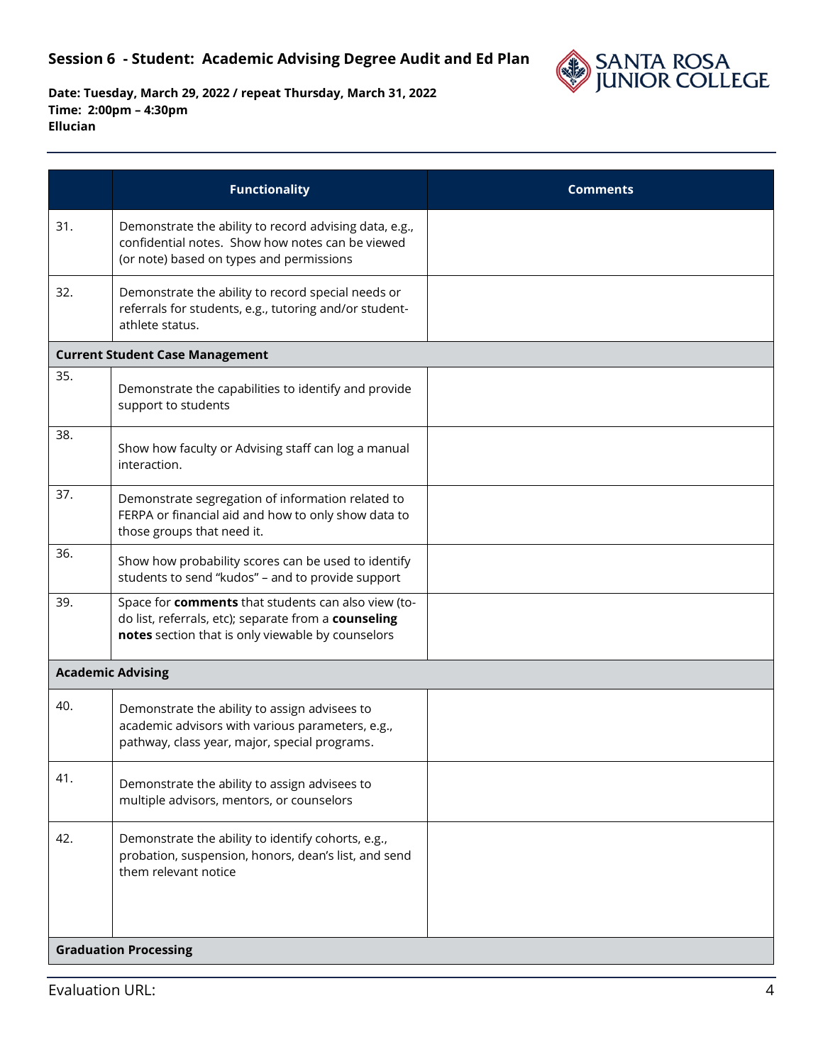## Session 6 - Student: Academic Advising Degree Audit and Ed Plan

**Date: Tuesday, March 29, 2022 / repeat Thursday, March 31, 2022**
**Time: 2:00pm – 4:30pm**
**Ellucian**

| | Functionality | Comments |
|---|---|---|
| 31. | Demonstrate the ability to record advising data, e.g., confidential notes. Show how notes can be viewed (or note) based on types and permissions | |
| 32. | Demonstrate the ability to record special needs or referrals for students, e.g., tutoring and/or student-athlete status. | |
| **Current Student Case Management** | | |
| 35. | Demonstrate the capabilities to identify and provide support to students | |
| 38. | Show how faculty or Advising staff can log a manual interaction. | |
| 37. | Demonstrate segregation of information related to FERPA or financial aid and how to only show data to those groups that need it. | |
| 36. | Show how probability scores can be used to identify students to send "kudos" – and to provide support | |
| 39. | Space for **comments** that students can also view (to-do list, referrals, etc); separate from a **counseling notes** section that is only viewable by counselors | |
| **Academic Advising** | | |
| 40. | Demonstrate the ability to assign advisees to academic advisors with various parameters, e.g., pathway, class year, major, special programs. | |
| 41. | Demonstrate the ability to assign advisees to multiple advisors, mentors, or counselors | |
| 42. | Demonstrate the ability to identify cohorts, e.g., probation, suspension, honors, dean's list, and send them relevant notice | |
| **Graduation Processing** | | |

Evaluation URL: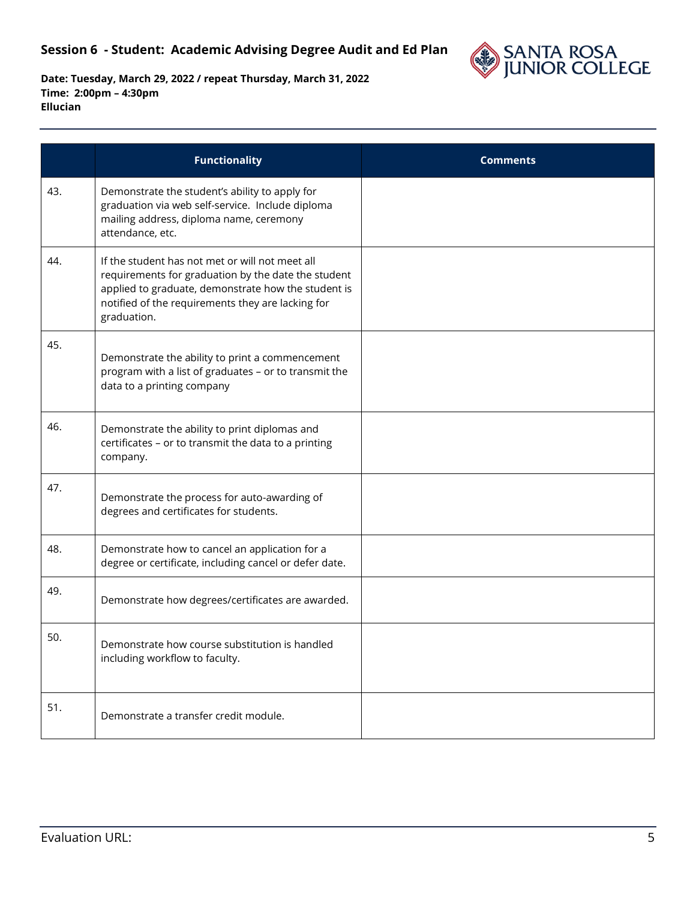**Session 6 - Student: Academic Advising Degree Audit and Ed Plan**

**Date: Tuesday, March 29, 2022 / repeat Thursday, March 31, 2022**
**Time: 2:00pm – 4:30pm**
**Ellucian**

| | Functionality | Comments |
|---|---|---|
| 43. | Demonstrate the student's ability to apply for graduation via web self-service. Include diploma mailing address, diploma name, ceremony attendance, etc. | |
| 44. | If the student has not met or will not meet all requirements for graduation by the date the student applied to graduate, demonstrate how the student is notified of the requirements they are lacking for graduation. | |
| 45. | Demonstrate the ability to print a commencement program with a list of graduates – or to transmit the data to a printing company | |
| 46. | Demonstrate the ability to print diplomas and certificates – or to transmit the data to a printing company. | |
| 47. | Demonstrate the process for auto-awarding of degrees and certificates for students. | |
| 48. | Demonstrate how to cancel an application for a degree or certificate, including cancel or defer date. | |
| 49. | Demonstrate how degrees/certificates are awarded. | |
| 50. | Demonstrate how course substitution is handled including workflow to faculty. | |
| 51. | Demonstrate a transfer credit module. | |

Evaluation URL: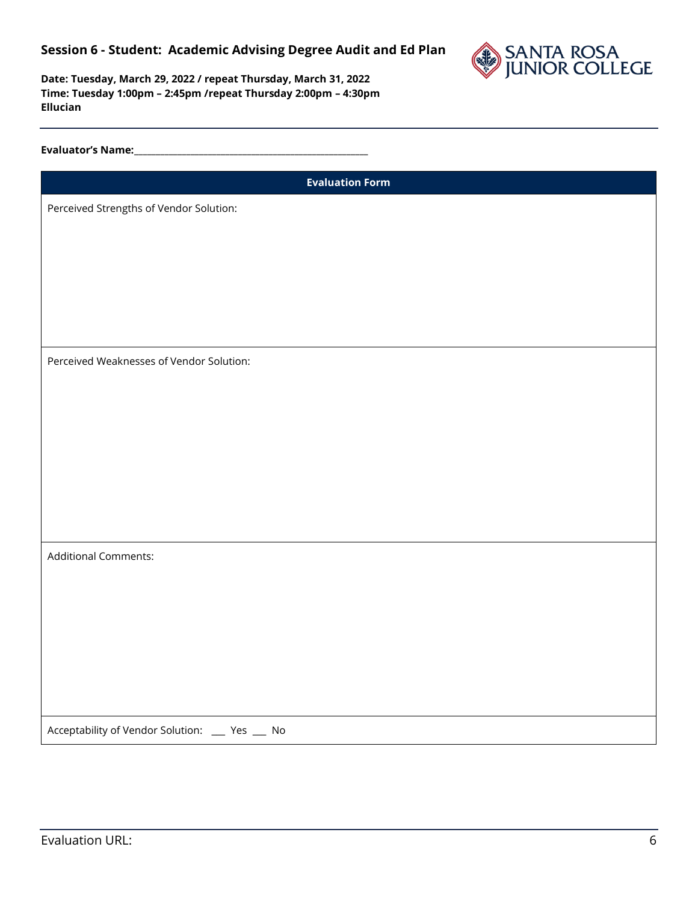**Session 6 - Student: Academic Advising Degree Audit and Ed Plan**

**Date: Tuesday, March 29, 2022 / repeat Thursday, March 31, 2022**
**Time: Tuesday 1:00pm – 2:45pm /repeat Thursday 2:00pm – 4:30pm**
**Ellucian**

---

**Evaluator's Name:**___________________________________________________

| **Evaluation Form** |
|---|
| Perceived Strengths of Vendor Solution: |
| Perceived Weaknesses of Vendor Solution: |
| Additional Comments: |
| Acceptability of Vendor Solution: ___ Yes ___ No |

Evaluation URL: